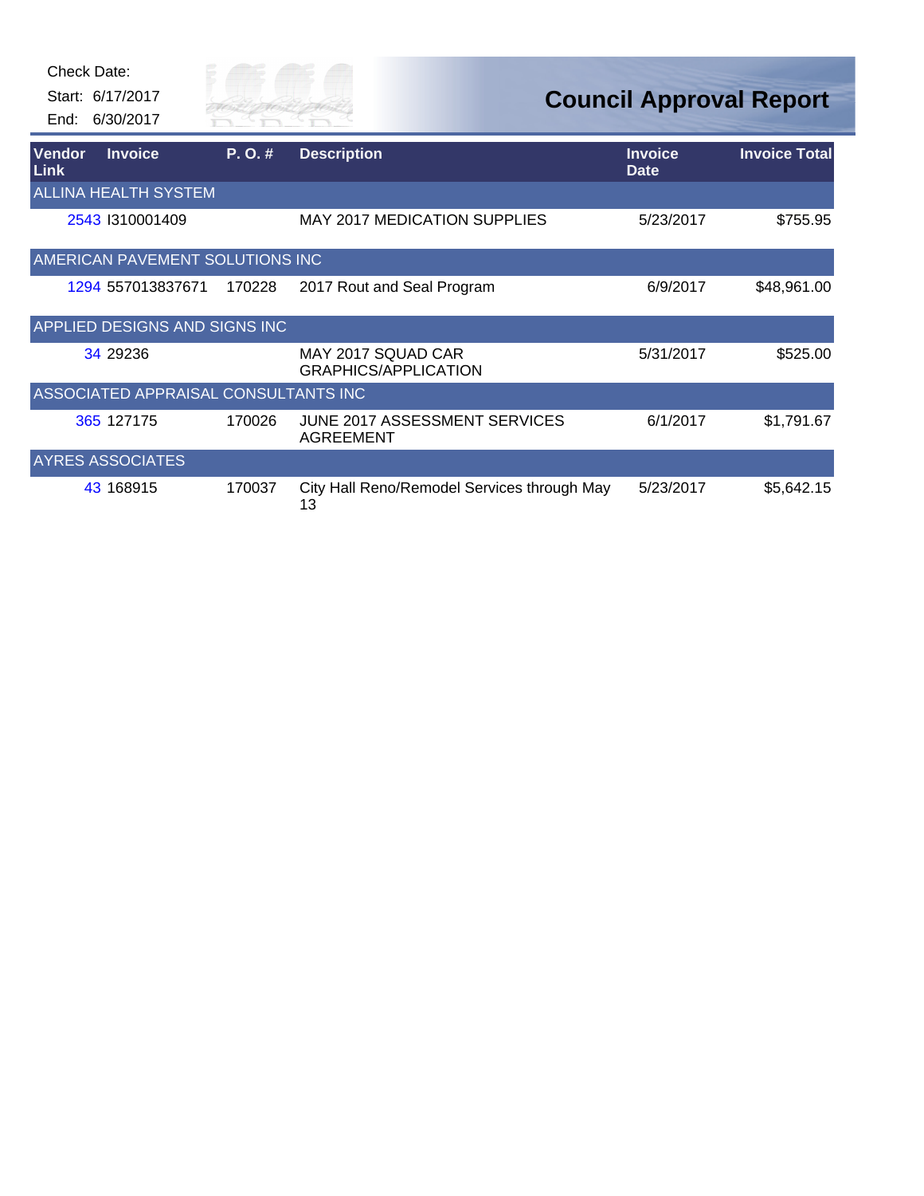Check Date:
Start: 6/17/2017
End: 6/30/2017

# Council Approval Report

| Vendor Link | Invoice | P. O. # | Description | Invoice Date | Invoice Total |
|---|---|---|---|---|---|
| ALLINA HEALTH SYSTEM | | | | | |
| 2543 | I310001409 | | MAY 2017 MEDICATION SUPPLIES | 5/23/2017 | $755.95 |
| AMERICAN PAVEMENT SOLUTIONS INC | | | | | |
| 1294 | 557013837671 | 170228 | 2017 Rout and Seal Program | 6/9/2017 | $48,961.00 |
| APPLIED DESIGNS AND SIGNS INC | | | | | |
| 34 | 29236 | | MAY 2017 SQUAD CAR GRAPHICS/APPLICATION | 5/31/2017 | $525.00 |
| ASSOCIATED APPRAISAL CONSULTANTS INC | | | | | |
| 365 | 127175 | 170026 | JUNE 2017 ASSESSMENT SERVICES AGREEMENT | 6/1/2017 | $1,791.67 |
| AYRES ASSOCIATES | | | | | |
| 43 | 168915 | 170037 | City Hall Reno/Remodel Services through May 13 | 5/23/2017 | $5,642.15 |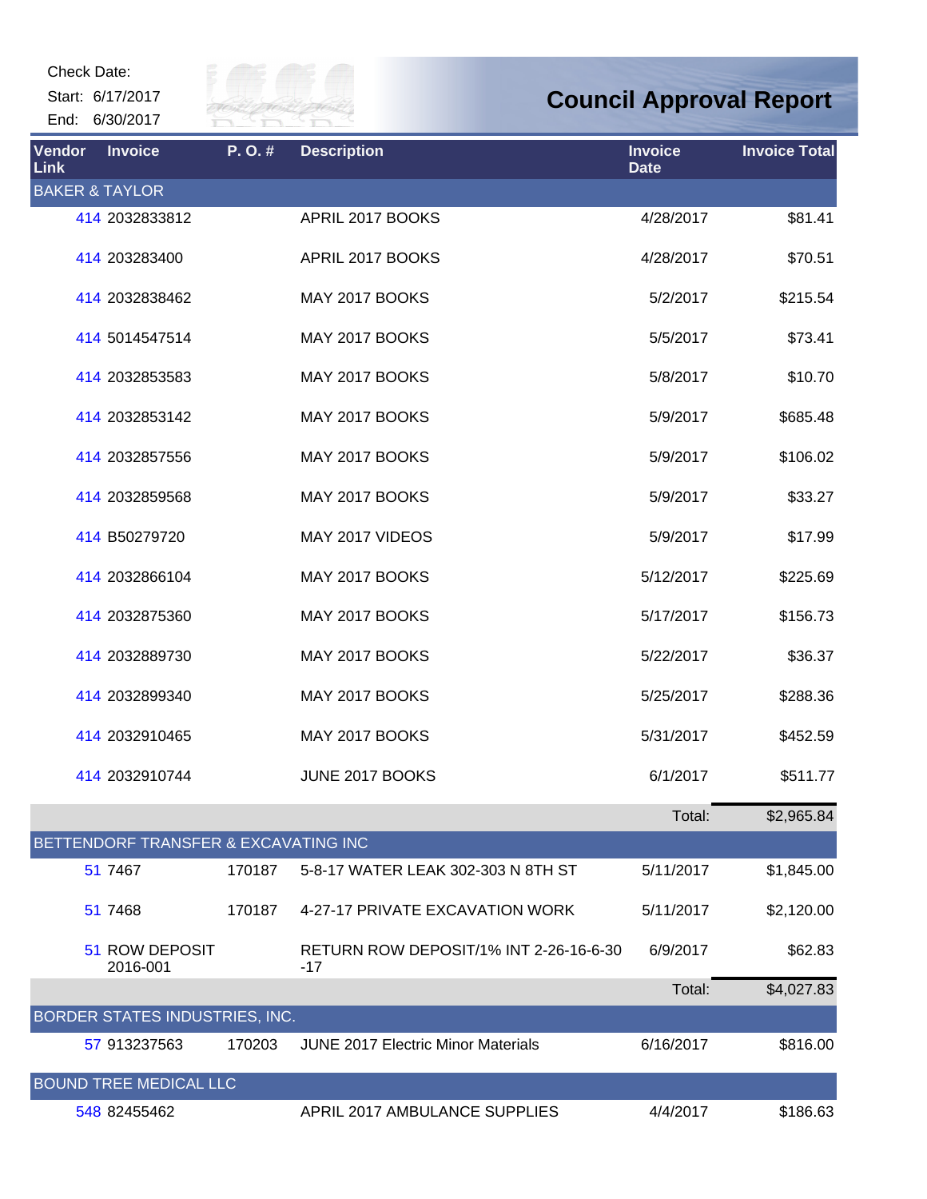Check Date:

Start: 6/17/2017

End: 6/30/2017

# Council Approval Report

| Vendor Link | Invoice | P. O. # | Description | Invoice Date | Invoice Total |
|---|---|---|---|---|---|
| BAKER & TAYLOR | | | | | |
| 414 | 2032833812 | | APRIL 2017 BOOKS | 4/28/2017 | $81.41 |
| 414 | 203283400 | | APRIL 2017 BOOKS | 4/28/2017 | $70.51 |
| 414 | 2032838462 | | MAY 2017 BOOKS | 5/2/2017 | $215.54 |
| 414 | 5014547514 | | MAY 2017 BOOKS | 5/5/2017 | $73.41 |
| 414 | 2032853583 | | MAY 2017 BOOKS | 5/8/2017 | $10.70 |
| 414 | 2032853142 | | MAY 2017 BOOKS | 5/9/2017 | $685.48 |
| 414 | 2032857556 | | MAY 2017 BOOKS | 5/9/2017 | $106.02 |
| 414 | 2032859568 | | MAY 2017 BOOKS | 5/9/2017 | $33.27 |
| 414 | B50279720 | | MAY 2017 VIDEOS | 5/9/2017 | $17.99 |
| 414 | 2032866104 | | MAY 2017 BOOKS | 5/12/2017 | $225.69 |
| 414 | 2032875360 | | MAY 2017 BOOKS | 5/17/2017 | $156.73 |
| 414 | 2032889730 | | MAY 2017 BOOKS | 5/22/2017 | $36.37 |
| 414 | 2032899340 | | MAY 2017 BOOKS | 5/25/2017 | $288.36 |
| 414 | 2032910465 | | MAY 2017 BOOKS | 5/31/2017 | $452.59 |
| 414 | 2032910744 | | JUNE 2017 BOOKS | 6/1/2017 | $511.77 |
| | | | | Total: | $2,965.84 |
| BETTENDORF TRANSFER & EXCAVATING INC | | | | | |
| 51 | 7467 | 170187 | 5-8-17 WATER LEAK 302-303 N 8TH ST | 5/11/2017 | $1,845.00 |
| 51 | 7468 | 170187 | 4-27-17 PRIVATE EXCAVATION WORK | 5/11/2017 | $2,120.00 |
| 51 | ROW DEPOSIT 2016-001 | | RETURN ROW DEPOSIT/1% INT 2-26-16-6-30-17 | 6/9/2017 | $62.83 |
| | | | | Total: | $4,027.83 |
| BORDER STATES INDUSTRIES, INC. | | | | | |
| 57 | 913237563 | 170203 | JUNE 2017 Electric Minor Materials | 6/16/2017 | $816.00 |
| BOUND TREE MEDICAL LLC | | | | | |
| 548 | 82455462 | | APRIL 2017 AMBULANCE SUPPLIES | 4/4/2017 | $186.63 |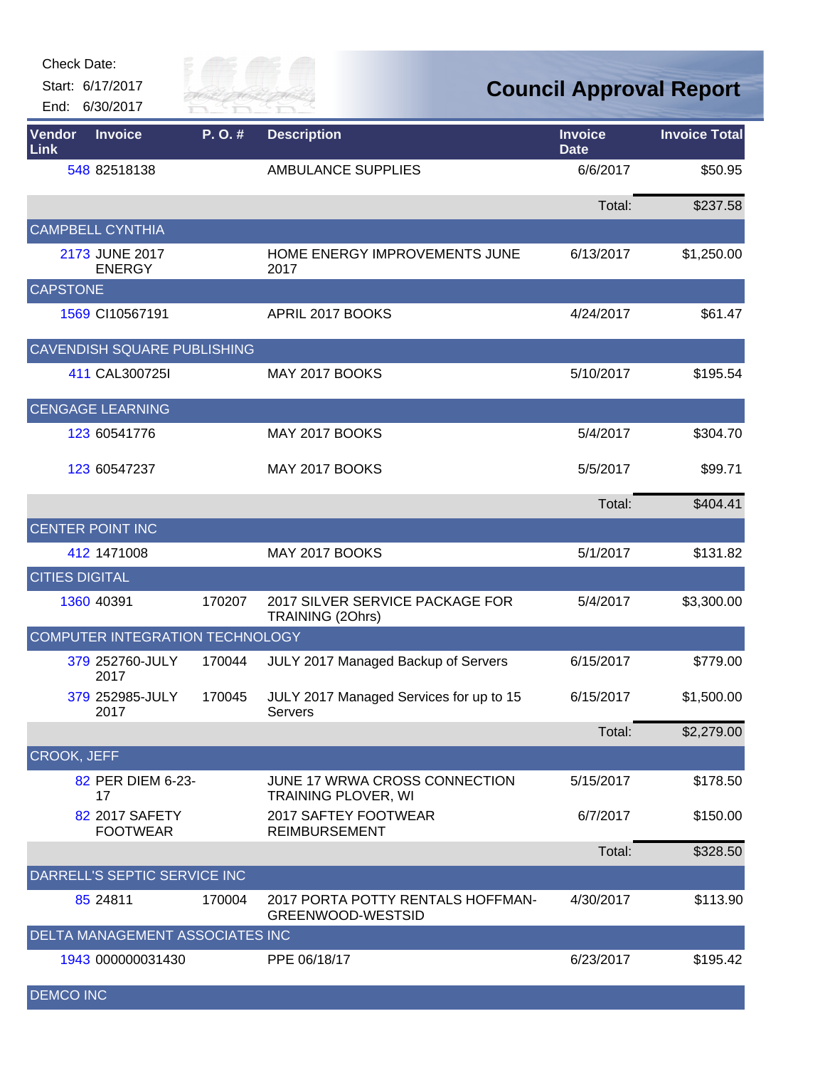Check Date:
Start: 6/17/2017
End: 6/30/2017

# Council Approval Report

| Vendor Link | Invoice | P. O. # | Description | Invoice Date | Invoice Total |
|---|---|---|---|---|---|
| 548 | 82518138 | | AMBULANCE SUPPLIES | 6/6/2017 | $50.95 |
| | | | | Total: | $237.58 |
| CAMPBELL CYNTHIA | | | | | |
| 2173 | JUNE 2017 ENERGY | | HOME ENERGY IMPROVEMENTS JUNE 2017 | 6/13/2017 | $1,250.00 |
| CAPSTONE | | | | | |
| 1569 | CI10567191 | | APRIL 2017 BOOKS | 4/24/2017 | $61.47 |
| CAVENDISH SQUARE PUBLISHING | | | | | |
| 411 | CAL300725I | | MAY 2017 BOOKS | 5/10/2017 | $195.54 |
| CENGAGE LEARNING | | | | | |
| 123 | 60541776 | | MAY 2017 BOOKS | 5/4/2017 | $304.70 |
| 123 | 60547237 | | MAY 2017 BOOKS | 5/5/2017 | $99.71 |
| | | | | Total: | $404.41 |
| CENTER POINT INC | | | | | |
| 412 | 1471008 | | MAY 2017 BOOKS | 5/1/2017 | $131.82 |
| CITIES DIGITAL | | | | | |
| 1360 | 40391 | 170207 | 2017 SILVER SERVICE PACKAGE FOR TRAINING (2Ohrs) | 5/4/2017 | $3,300.00 |
| COMPUTER INTEGRATION TECHNOLOGY | | | | | |
| 379 | 252760-JULY 2017 | 170044 | JULY 2017 Managed Backup of Servers | 6/15/2017 | $779.00 |
| 379 | 252985-JULY 2017 | 170045 | JULY 2017 Managed Services for up to 15 Servers | 6/15/2017 | $1,500.00 |
| | | | | Total: | $2,279.00 |
| CROOK, JEFF | | | | | |
| 82 | PER DIEM 6-23-17 | | JUNE 17 WRWA CROSS CONNECTION TRAINING PLOVER, WI | 5/15/2017 | $178.50 |
| 82 | 2017 SAFETY FOOTWEAR | | 2017 SAFTEY FOOTWEAR REIMBURSEMENT | 6/7/2017 | $150.00 |
| | | | | Total: | $328.50 |
| DARRELL'S SEPTIC SERVICE INC | | | | | |
| 85 | 24811 | 170004 | 2017 PORTA POTTY RENTALS HOFFMAN-GREENWOOD-WESTSID | 4/30/2017 | $113.90 |
| DELTA MANAGEMENT ASSOCIATES INC | | | | | |
| 1943 | 000000031430 | | PPE 06/18/17 | 6/23/2017 | $195.42 |
| DEMCO INC | | | | | |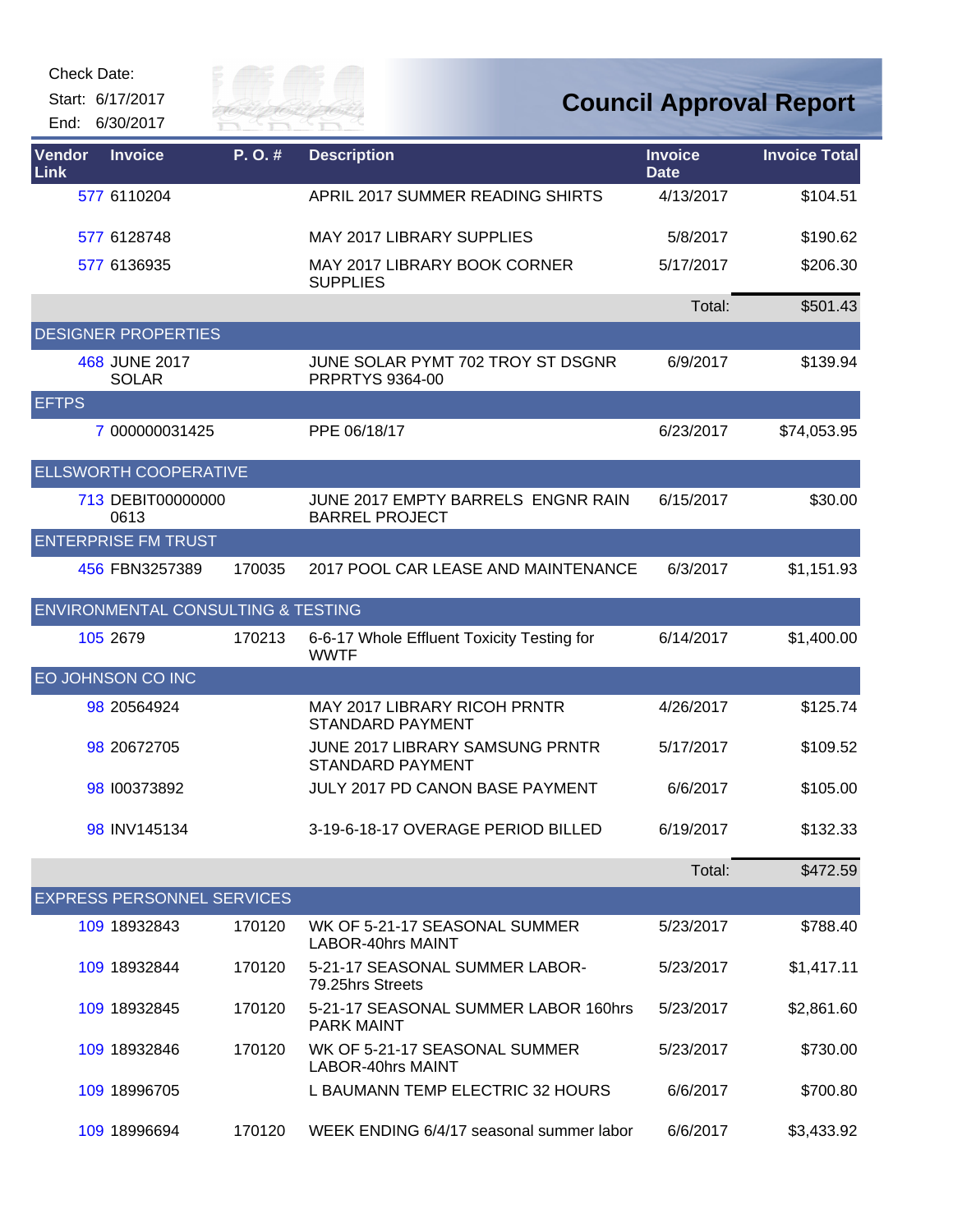Check Date:

Start: 6/17/2017

End: 6/30/2017

# Council Approval Report

| Vendor Link | Invoice | P. O. # | Description | Invoice Date | Invoice Total |
|---|---|---|---|---|---|
| 577 | 6110204 | | APRIL 2017 SUMMER READING SHIRTS | 4/13/2017 | $104.51 |
| 577 | 6128748 | | MAY 2017 LIBRARY SUPPLIES | 5/8/2017 | $190.62 |
| 577 | 6136935 | | MAY 2017 LIBRARY BOOK CORNER SUPPLIES | 5/17/2017 | $206.30 |
| | | | | Total: | $501.43 |
| DESIGNER PROPERTIES | | | | | |
| 468 | JUNE 2017 SOLAR | | JUNE SOLAR PYMT 702 TROY ST DSGNR PRPRTYS 9364-00 | 6/9/2017 | $139.94 |
| EFTPS | | | | | |
| 7 | 000000031425 | | PPE 06/18/17 | 6/23/2017 | $74,053.95 |
| ELLSWORTH COOPERATIVE | | | | | |
| 713 | DEBIT00000000 0613 | | JUNE 2017 EMPTY BARRELS ENGNR RAIN BARREL PROJECT | 6/15/2017 | $30.00 |
| ENTERPRISE FM TRUST | | | | | |
| 456 | FBN3257389 | 170035 | 2017 POOL CAR LEASE AND MAINTENANCE | 6/3/2017 | $1,151.93 |
| ENVIRONMENTAL CONSULTING & TESTING | | | | | |
| 105 | 2679 | 170213 | 6-6-17 Whole Effluent Toxicity Testing for WWTF | 6/14/2017 | $1,400.00 |
| EO JOHNSON CO INC | | | | | |
| 98 | 20564924 | | MAY 2017 LIBRARY RICOH PRNTR STANDARD PAYMENT | 4/26/2017 | $125.74 |
| 98 | 20672705 | | JUNE 2017 LIBRARY SAMSUNG PRNTR STANDARD PAYMENT | 5/17/2017 | $109.52 |
| 98 | I00373892 | | JULY 2017 PD CANON BASE PAYMENT | 6/6/2017 | $105.00 |
| 98 | INV145134 | | 3-19-6-18-17 OVERAGE PERIOD BILLED | 6/19/2017 | $132.33 |
| | | | | Total: | $472.59 |
| EXPRESS PERSONNEL SERVICES | | | | | |
| 109 | 18932843 | 170120 | WK OF 5-21-17 SEASONAL SUMMER LABOR-40hrs MAINT | 5/23/2017 | $788.40 |
| 109 | 18932844 | 170120 | 5-21-17 SEASONAL SUMMER LABOR-79.25hrs Streets | 5/23/2017 | $1,417.11 |
| 109 | 18932845 | 170120 | 5-21-17 SEASONAL SUMMER LABOR 160hrs PARK MAINT | 5/23/2017 | $2,861.60 |
| 109 | 18932846 | 170120 | WK OF 5-21-17 SEASONAL SUMMER LABOR-40hrs MAINT | 5/23/2017 | $730.00 |
| 109 | 18996705 | | L BAUMANN TEMP ELECTRIC 32 HOURS | 6/6/2017 | $700.80 |
| 109 | 18996694 | 170120 | WEEK ENDING 6/4/17 seasonal summer labor | 6/6/2017 | $3,433.92 |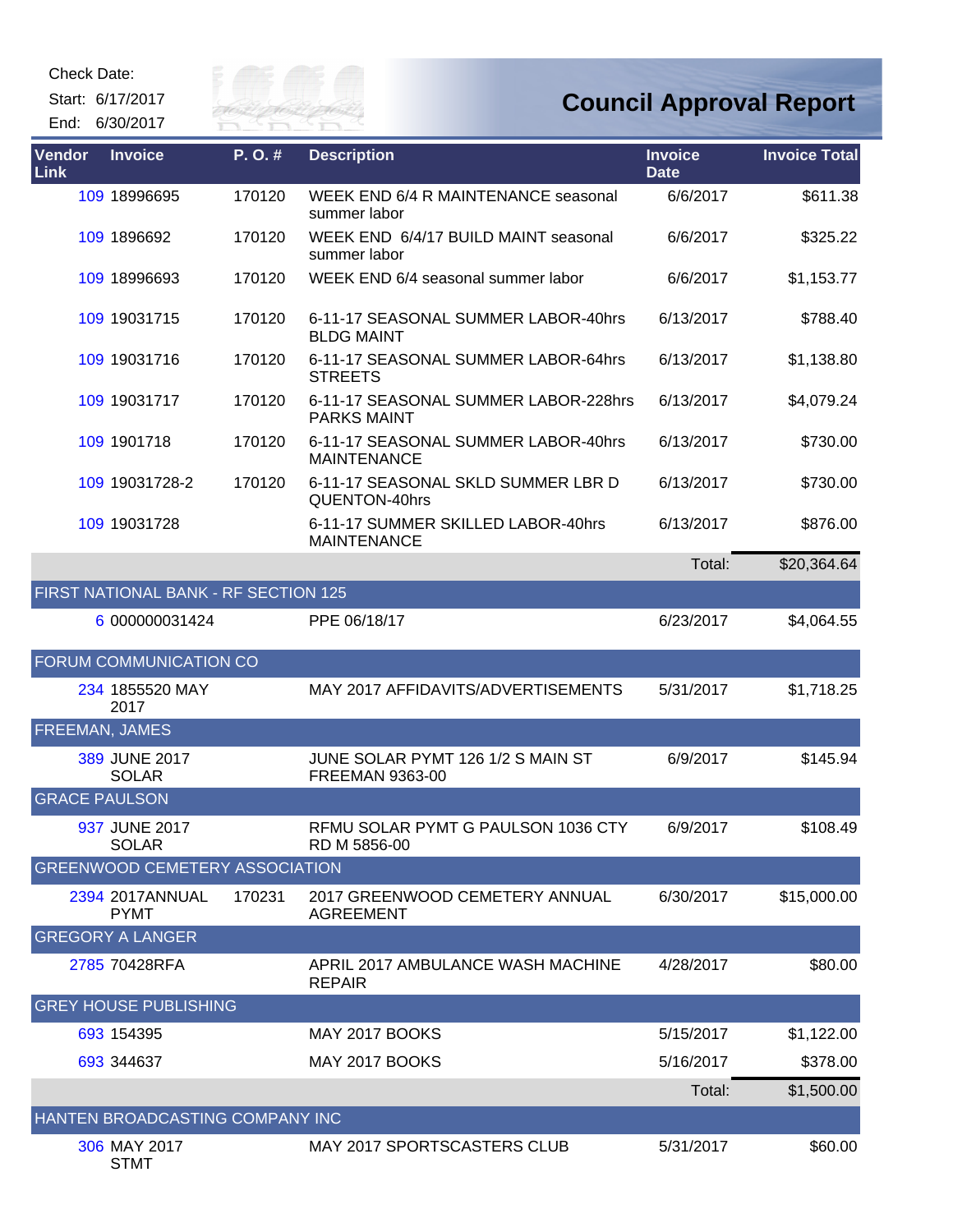Check Date:

Start: 6/17/2017

End: 6/30/2017

# Council Approval Report

| Vendor Link | Invoice | P. O. # | Description | Invoice Date | Invoice Total |
|---|---|---|---|---|---|
| 109 | 18996695 | 170120 | WEEK END 6/4 R MAINTENANCE seasonal summer labor | 6/6/2017 | $611.38 |
| 109 | 1896692 | 170120 | WEEK END 6/4/17 BUILD MAINT seasonal summer labor | 6/6/2017 | $325.22 |
| 109 | 18996693 | 170120 | WEEK END 6/4 seasonal summer labor | 6/6/2017 | $1,153.77 |
| 109 | 19031715 | 170120 | 6-11-17 SEASONAL SUMMER LABOR-40hrs BLDG MAINT | 6/13/2017 | $788.40 |
| 109 | 19031716 | 170120 | 6-11-17 SEASONAL SUMMER LABOR-64hrs STREETS | 6/13/2017 | $1,138.80 |
| 109 | 19031717 | 170120 | 6-11-17 SEASONAL SUMMER LABOR-228hrs PARKS MAINT | 6/13/2017 | $4,079.24 |
| 109 | 1901718 | 170120 | 6-11-17 SEASONAL SUMMER LABOR-40hrs MAINTENANCE | 6/13/2017 | $730.00 |
| 109 | 19031728-2 | 170120 | 6-11-17 SEASONAL SKLD SUMMER LBR D QUENTON-40hrs | 6/13/2017 | $730.00 |
| 109 | 19031728 | | 6-11-17 SUMMER SKILLED LABOR-40hrs MAINTENANCE | 6/13/2017 | $876.00 |
| | | | | Total: | $20,364.64 |
| **FIRST NATIONAL BANK - RF SECTION 125** | | | | | |
| 6 | 000000031424 | | PPE 06/18/17 | 6/23/2017 | $4,064.55 |
| **FORUM COMMUNICATION CO** | | | | | |
| 234 | 1855520 MAY 2017 | | MAY 2017 AFFIDAVITS/ADVERTISEMENTS | 5/31/2017 | $1,718.25 |
| **FREEMAN, JAMES** | | | | | |
| 389 | JUNE 2017 SOLAR | | JUNE SOLAR PYMT 126 1/2 S MAIN ST FREEMAN 9363-00 | 6/9/2017 | $145.94 |
| **GRACE PAULSON** | | | | | |
| 937 | JUNE 2017 SOLAR | | RFMU SOLAR PYMT G PAULSON 1036 CTY RD M 5856-00 | 6/9/2017 | $108.49 |
| **GREENWOOD CEMETERY ASSOCIATION** | | | | | |
| 2394 | 2017ANNUAL PYMT | 170231 | 2017 GREENWOOD CEMETERY ANNUAL AGREEMENT | 6/30/2017 | $15,000.00 |
| **GREGORY A LANGER** | | | | | |
| 2785 | 70428RFA | | APRIL 2017 AMBULANCE WASH MACHINE REPAIR | 4/28/2017 | $80.00 |
| **GREY HOUSE PUBLISHING** | | | | | |
| 693 | 154395 | | MAY 2017 BOOKS | 5/15/2017 | $1,122.00 |
| 693 | 344637 | | MAY 2017 BOOKS | 5/16/2017 | $378.00 |
| | | | | Total: | $1,500.00 |
| **HANTEN BROADCASTING COMPANY INC** | | | | | |
| 306 | MAY 2017 STMT | | MAY 2017 SPORTSCASTERS CLUB | 5/31/2017 | $60.00 |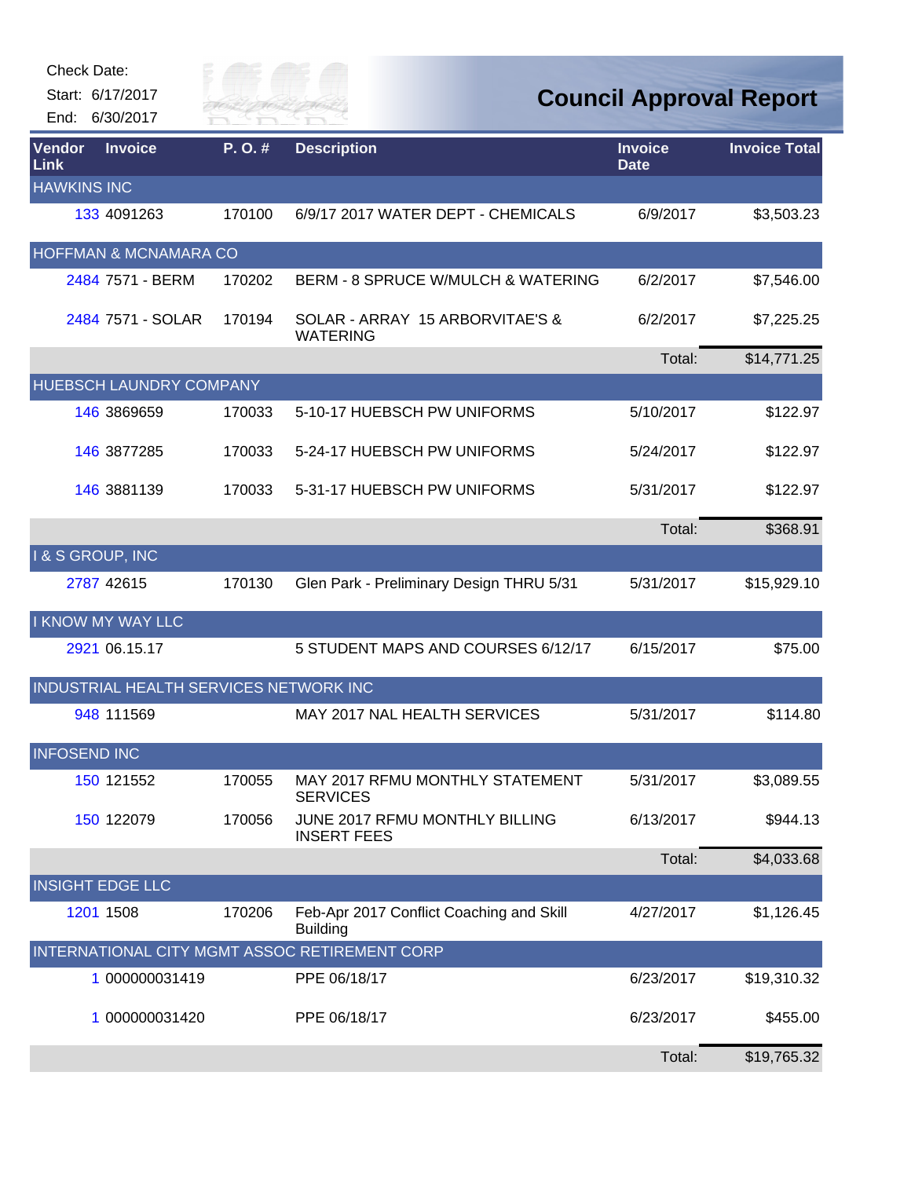Check Date:

Start: 6/17/2017

End: 6/30/2017

# Council Approval Report

| Vendor Link | Invoice | P. O. # | Description | Invoice Date | Invoice Total |
|---|---|---|---|---|---|
| HAWKINS INC | | | | | |
| 133 | 4091263 | 170100 | 6/9/17 2017 WATER DEPT - CHEMICALS | 6/9/2017 | $3,503.23 |
| HOFFMAN & MCNAMARA CO | | | | | |
| 2484 | 7571 - BERM | 170202 | BERM - 8 SPRUCE W/MULCH & WATERING | 6/2/2017 | $7,546.00 |
| 2484 | 7571 - SOLAR | 170194 | SOLAR - ARRAY 15 ARBORVITAE'S & WATERING | 6/2/2017 | $7,225.25 |
| | | | | Total: | $14,771.25 |
| HUEBSCH LAUNDRY COMPANY | | | | | |
| 146 | 3869659 | 170033 | 5-10-17 HUEBSCH PW UNIFORMS | 5/10/2017 | $122.97 |
| 146 | 3877285 | 170033 | 5-24-17 HUEBSCH PW UNIFORMS | 5/24/2017 | $122.97 |
| 146 | 3881139 | 170033 | 5-31-17 HUEBSCH PW UNIFORMS | 5/31/2017 | $122.97 |
| | | | | Total: | $368.91 |
| I & S GROUP, INC | | | | | |
| 2787 | 42615 | 170130 | Glen Park - Preliminary Design THRU 5/31 | 5/31/2017 | $15,929.10 |
| I KNOW MY WAY LLC | | | | | |
| 2921 | 06.15.17 | | 5 STUDENT MAPS AND COURSES 6/12/17 | 6/15/2017 | $75.00 |
| INDUSTRIAL HEALTH SERVICES NETWORK INC | | | | | |
| 948 | 111569 | | MAY 2017 NAL HEALTH SERVICES | 5/31/2017 | $114.80 |
| INFOSEND INC | | | | | |
| 150 | 121552 | 170055 | MAY 2017 RFMU MONTHLY STATEMENT SERVICES | 5/31/2017 | $3,089.55 |
| 150 | 122079 | 170056 | JUNE 2017 RFMU MONTHLY BILLING INSERT FEES | 6/13/2017 | $944.13 |
| | | | | Total: | $4,033.68 |
| INSIGHT EDGE LLC | | | | | |
| 1201 | 1508 | 170206 | Feb-Apr 2017 Conflict Coaching and Skill Building | 4/27/2017 | $1,126.45 |
| INTERNATIONAL CITY MGMT ASSOC RETIREMENT CORP | | | | | |
| 1 | 000000031419 | | PPE 06/18/17 | 6/23/2017 | $19,310.32 |
| 1 | 000000031420 | | PPE 06/18/17 | 6/23/2017 | $455.00 |
| | | | | Total: | $19,765.32 |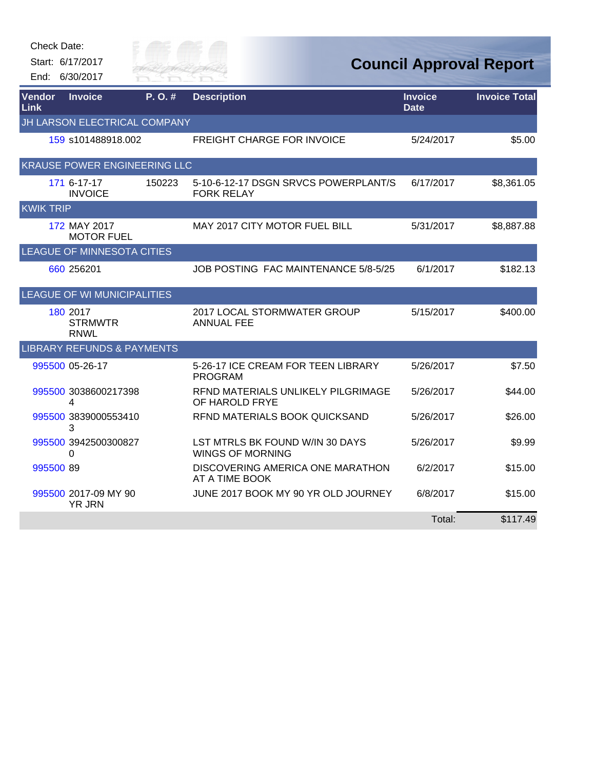Check Date:

Start: 6/17/2017

End: 6/30/2017

# Council Approval Report

| Vendor Link | Invoice | P. O. # | Description | Invoice Date | Invoice Total |
|---|---|---|---|---|---|
| JH LARSON ELECTRICAL COMPANY | | | | | |
| 159 | s101488918.002 | | FREIGHT CHARGE FOR INVOICE | 5/24/2017 | $5.00 |
| KRAUSE POWER ENGINEERING LLC | | | | | |
| 171 | 6-17-17 INVOICE | 150223 | 5-10-6-12-17 DSGN SRVCS POWERPLANT/S FORK RELAY | 6/17/2017 | $8,361.05 |
| KWIK TRIP | | | | | |
| 172 | MAY 2017 MOTOR FUEL | | MAY 2017 CITY MOTOR FUEL BILL | 5/31/2017 | $8,887.88 |
| LEAGUE OF MINNESOTA CITIES | | | | | |
| 660 | 256201 | | JOB POSTING FAC MAINTENANCE 5/8-5/25 | 6/1/2017 | $182.13 |
| LEAGUE OF WI MUNICIPALITIES | | | | | |
| 180 | 2017 STRMWTR RNWL | | 2017 LOCAL STORMWATER GROUP ANNUAL FEE | 5/15/2017 | $400.00 |
| LIBRARY REFUNDS & PAYMENTS | | | | | |
| 995500 | 05-26-17 | | 5-26-17 ICE CREAM FOR TEEN LIBRARY PROGRAM | 5/26/2017 | $7.50 |
| 995500 | 30386002173984 | | RFND MATERIALS UNLIKELY PILGRIMAGE OF HAROLD FRYE | 5/26/2017 | $44.00 |
| 995500 | 38390005534103 | | RFND MATERIALS BOOK QUICKSAND | 5/26/2017 | $26.00 |
| 995500 | 39425003008270 | | LST MTRLS BK FOUND W/IN 30 DAYS WINGS OF MORNING | 5/26/2017 | $9.99 |
| 995500 | 89 | | DISCOVERING AMERICA ONE MARATHON AT A TIME BOOK | 6/2/2017 | $15.00 |
| 995500 | 2017-09 MY 90 YR JRN | | JUNE 2017 BOOK MY 90 YR OLD JOURNEY | 6/8/2017 | $15.00 |
| | | | | Total: | $117.49 |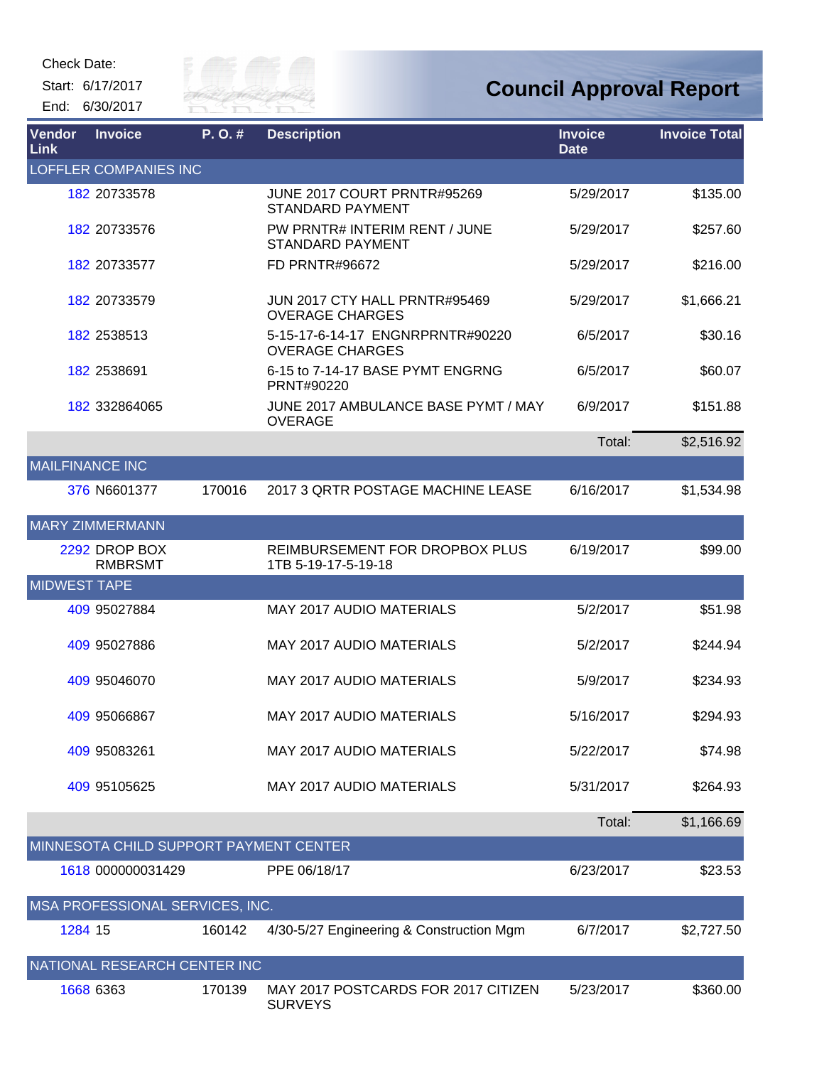Check Date:

Start: 6/17/2017

End: 6/30/2017

# Council Approval Report

| Vendor Link | Invoice | P. O. # | Description | Invoice Date | Invoice Total |
|---|---|---|---|---|---|
| LOFFLER COMPANIES INC | | | | | |
| 182 | 20733578 | | JUNE 2017 COURT PRNTR#95269 STANDARD PAYMENT | 5/29/2017 | $135.00 |
| 182 | 20733576 | | PW PRNTR# INTERIM RENT / JUNE STANDARD PAYMENT | 5/29/2017 | $257.60 |
| 182 | 20733577 | | FD PRNTR#96672 | 5/29/2017 | $216.00 |
| 182 | 20733579 | | JUN 2017 CTY HALL PRNTR#95469 OVERAGE CHARGES | 5/29/2017 | $1,666.21 |
| 182 | 2538513 | | 5-15-17-6-14-17 ENGNRPRNTR#90220 OVERAGE CHARGES | 6/5/2017 | $30.16 |
| 182 | 2538691 | | 6-15 to 7-14-17 BASE PYMT ENGRNG PRNT#90220 | 6/5/2017 | $60.07 |
| 182 | 332864065 | | JUNE 2017 AMBULANCE BASE PYMT / MAY OVERAGE | 6/9/2017 | $151.88 |
| | | | | Total: | $2,516.92 |
| MAILFINANCE INC | | | | | |
| 376 | N6601377 | 170016 | 2017 3 QRTR POSTAGE MACHINE LEASE | 6/16/2017 | $1,534.98 |
| MARY ZIMMERMANN | | | | | |
| 2292 | DROP BOX RMBRSMT | | REIMBURSEMENT FOR DROPBOX PLUS 1TB 5-19-17-5-19-18 | 6/19/2017 | $99.00 |
| MIDWEST TAPE | | | | | |
| 409 | 95027884 | | MAY 2017 AUDIO MATERIALS | 5/2/2017 | $51.98 |
| 409 | 95027886 | | MAY 2017 AUDIO MATERIALS | 5/2/2017 | $244.94 |
| 409 | 95046070 | | MAY 2017 AUDIO MATERIALS | 5/9/2017 | $234.93 |
| 409 | 95066867 | | MAY 2017 AUDIO MATERIALS | 5/16/2017 | $294.93 |
| 409 | 95083261 | | MAY 2017 AUDIO MATERIALS | 5/22/2017 | $74.98 |
| 409 | 95105625 | | MAY 2017 AUDIO MATERIALS | 5/31/2017 | $264.93 |
| | | | | Total: | $1,166.69 |
| MINNESOTA CHILD SUPPORT PAYMENT CENTER | | | | | |
| 1618 | 000000031429 | | PPE 06/18/17 | 6/23/2017 | $23.53 |
| MSA PROFESSIONAL SERVICES, INC. | | | | | |
| 1284 | 15 | 160142 | 4/30-5/27 Engineering & Construction Mgm | 6/7/2017 | $2,727.50 |
| NATIONAL RESEARCH CENTER INC | | | | | |
| 1668 | 6363 | 170139 | MAY 2017 POSTCARDS FOR 2017 CITIZEN SURVEYS | 5/23/2017 | $360.00 |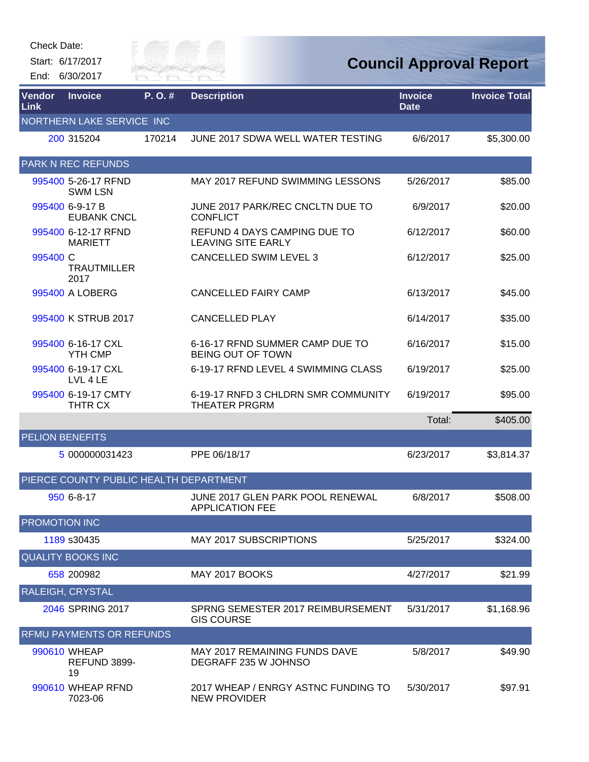Check Date:

Start: 6/17/2017

End: 6/30/2017

# Council Approval Report

| Vendor Link | Invoice | P. O. # | Description | Invoice Date | Invoice Total |
|---|---|---|---|---|---|
| NORTHERN LAKE SERVICE INC | | | | | |
| 200 | 315204 | 170214 | JUNE 2017 SDWA WELL WATER TESTING | 6/6/2017 | $5,300.00 |
| PARK N REC REFUNDS | | | | | |
| 995400 | 5-26-17 RFND SWM LSN | | MAY 2017 REFUND SWIMMING LESSONS | 5/26/2017 | $85.00 |
| 995400 | 6-9-17 B EUBANK CNCL | | JUNE 2017 PARK/REC CNCLTN DUE TO CONFLICT | 6/9/2017 | $20.00 |
| 995400 | 6-12-17 RFND MARIETT | | REFUND 4 DAYS CAMPING DUE TO LEAVING SITE EARLY | 6/12/2017 | $60.00 |
| 995400 | C TRAUTMILLER 2017 | | CANCELLED SWIM LEVEL 3 | 6/12/2017 | $25.00 |
| 995400 | A LOBERG | | CANCELLED FAIRY CAMP | 6/13/2017 | $45.00 |
| 995400 | K STRUB 2017 | | CANCELLED PLAY | 6/14/2017 | $35.00 |
| 995400 | 6-16-17 CXL YTH CMP | | 6-16-17 RFND SUMMER CAMP DUE TO BEING OUT OF TOWN | 6/16/2017 | $15.00 |
| 995400 | 6-19-17 CXL LVL 4 LE | | 6-19-17 RFND LEVEL 4 SWIMMING CLASS | 6/19/2017 | $25.00 |
| 995400 | 6-19-17 CMTY THTR CX | | 6-19-17 RNFD 3 CHLDRN SMR COMMUNITY THEATER PRGRM | 6/19/2017 | $95.00 |
| | | | | Total: | $405.00 |
| PELION BENEFITS | | | | | |
| 5 | 000000031423 | | PPE 06/18/17 | 6/23/2017 | $3,814.37 |
| PIERCE COUNTY PUBLIC HEALTH DEPARTMENT | | | | | |
| 950 | 6-8-17 | | JUNE 2017 GLEN PARK POOL RENEWAL APPLICATION FEE | 6/8/2017 | $508.00 |
| PROMOTION INC | | | | | |
| 1189 | s30435 | | MAY 2017 SUBSCRIPTIONS | 5/25/2017 | $324.00 |
| QUALITY BOOKS INC | | | | | |
| 658 | 200982 | | MAY 2017 BOOKS | 4/27/2017 | $21.99 |
| RALEIGH, CRYSTAL | | | | | |
| 2046 | SPRING 2017 | | SPRNG SEMESTER 2017 REIMBURSEMENT GIS COURSE | 5/31/2017 | $1,168.96 |
| RFMU PAYMENTS OR REFUNDS | | | | | |
| 990610 | WHEAP REFUND 3899-19 | | MAY 2017 REMAINING FUNDS DAVE DEGRAFF 235 W JOHNSO | 5/8/2017 | $49.90 |
| 990610 | WHEAP RFND 7023-06 | | 2017 WHEAP / ENRGY ASTNC FUNDING TO NEW PROVIDER | 5/30/2017 | $97.91 |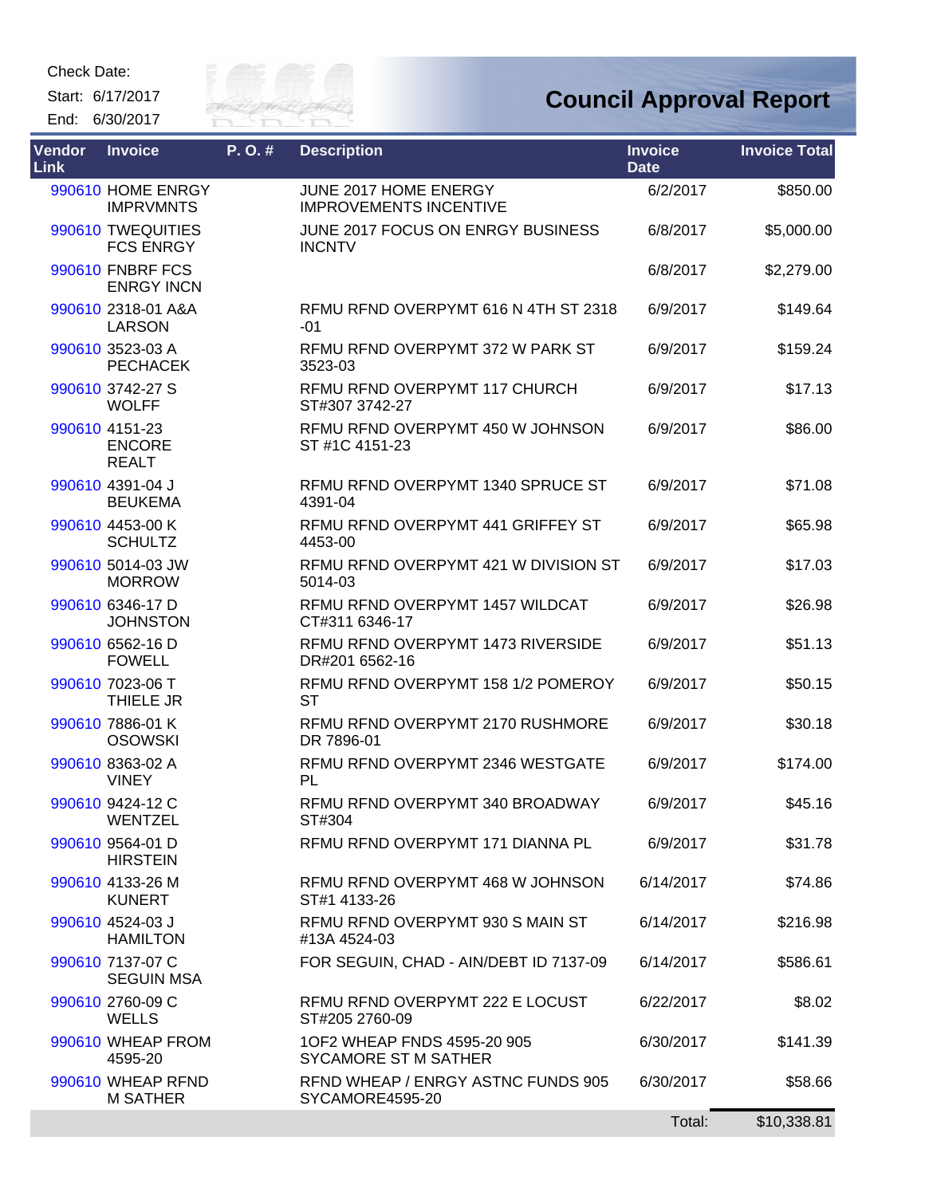Check Date:

Start: 6/17/2017

End: 6/30/2017

# Council Approval Report

| Vendor Link | Invoice | P. O. # | Description | Invoice Date | Invoice Total |
|---|---|---|---|---|---|
| 990610 | HOME ENRGY IMPRVMNTS | | JUNE 2017 HOME ENERGY IMPROVEMENTS INCENTIVE | 6/2/2017 | $850.00 |
| 990610 | TWEQUITIES FCS ENRGY | | JUNE 2017 FOCUS ON ENRGY BUSINESS INCNTV | 6/8/2017 | $5,000.00 |
| 990610 | FNBRF FCS ENRGY INCN | | | 6/8/2017 | $2,279.00 |
| 990610 | 2318-01 A&A LARSON | | RFMU RFND OVERPYMT 616 N 4TH ST 2318 -01 | 6/9/2017 | $149.64 |
| 990610 | 3523-03 A PECHACEK | | RFMU RFND OVERPYMT 372 W PARK ST 3523-03 | 6/9/2017 | $159.24 |
| 990610 | 3742-27 S WOLFF | | RFMU RFND OVERPYMT 117 CHURCH ST#307 3742-27 | 6/9/2017 | $17.13 |
| 990610 | 4151-23 ENCORE REALT | | RFMU RFND OVERPYMT 450 W JOHNSON ST #1C 4151-23 | 6/9/2017 | $86.00 |
| 990610 | 4391-04 J BEUKEMA | | RFMU RFND OVERPYMT 1340 SPRUCE ST 4391-04 | 6/9/2017 | $71.08 |
| 990610 | 4453-00 K SCHULTZ | | RFMU RFND OVERPYMT 441 GRIFFEY ST 4453-00 | 6/9/2017 | $65.98 |
| 990610 | 5014-03 JW MORROW | | RFMU RFND OVERPYMT 421 W DIVISION ST 5014-03 | 6/9/2017 | $17.03 |
| 990610 | 6346-17 D JOHNSTON | | RFMU RFND OVERPYMT 1457 WILDCAT CT#311 6346-17 | 6/9/2017 | $26.98 |
| 990610 | 6562-16 D FOWELL | | RFMU RFND OVERPYMT 1473 RIVERSIDE DR#201 6562-16 | 6/9/2017 | $51.13 |
| 990610 | 7023-06 T THIELE JR | | RFMU RFND OVERPYMT 158 1/2 POMEROY ST | 6/9/2017 | $50.15 |
| 990610 | 7886-01 K OSOWSKI | | RFMU RFND OVERPYMT 2170 RUSHMORE DR 7896-01 | 6/9/2017 | $30.18 |
| 990610 | 8363-02 A VINEY | | RFMU RFND OVERPYMT 2346 WESTGATE PL | 6/9/2017 | $174.00 |
| 990610 | 9424-12 C WENTZEL | | RFMU RFND OVERPYMT 340 BROADWAY ST#304 | 6/9/2017 | $45.16 |
| 990610 | 9564-01 D HIRSTEIN | | RFMU RFND OVERPYMT 171 DIANNA PL | 6/9/2017 | $31.78 |
| 990610 | 4133-26 M KUNERT | | RFMU RFND OVERPYMT 468 W JOHNSON ST#1 4133-26 | 6/14/2017 | $74.86 |
| 990610 | 4524-03 J HAMILTON | | RFMU RFND OVERPYMT 930 S MAIN ST #13A 4524-03 | 6/14/2017 | $216.98 |
| 990610 | 7137-07 C SEGUIN MSA | | FOR SEGUIN, CHAD - AIN/DEBT ID 7137-09 | 6/14/2017 | $586.61 |
| 990610 | 2760-09 C WELLS | | RFMU RFND OVERPYMT 222 E LOCUST ST#205 2760-09 | 6/22/2017 | $8.02 |
| 990610 | WHEAP FROM 4595-20 | | 1OF2 WHEAP FNDS 4595-20 905 SYCAMORE ST M SATHER | 6/30/2017 | $141.39 |
| 990610 | WHEAP RFND M SATHER | | RFND WHEAP / ENRGY ASTNC FUNDS 905 SYCAMORE4595-20 | 6/30/2017 | $58.66 |
| | | | | Total: | $10,338.81 |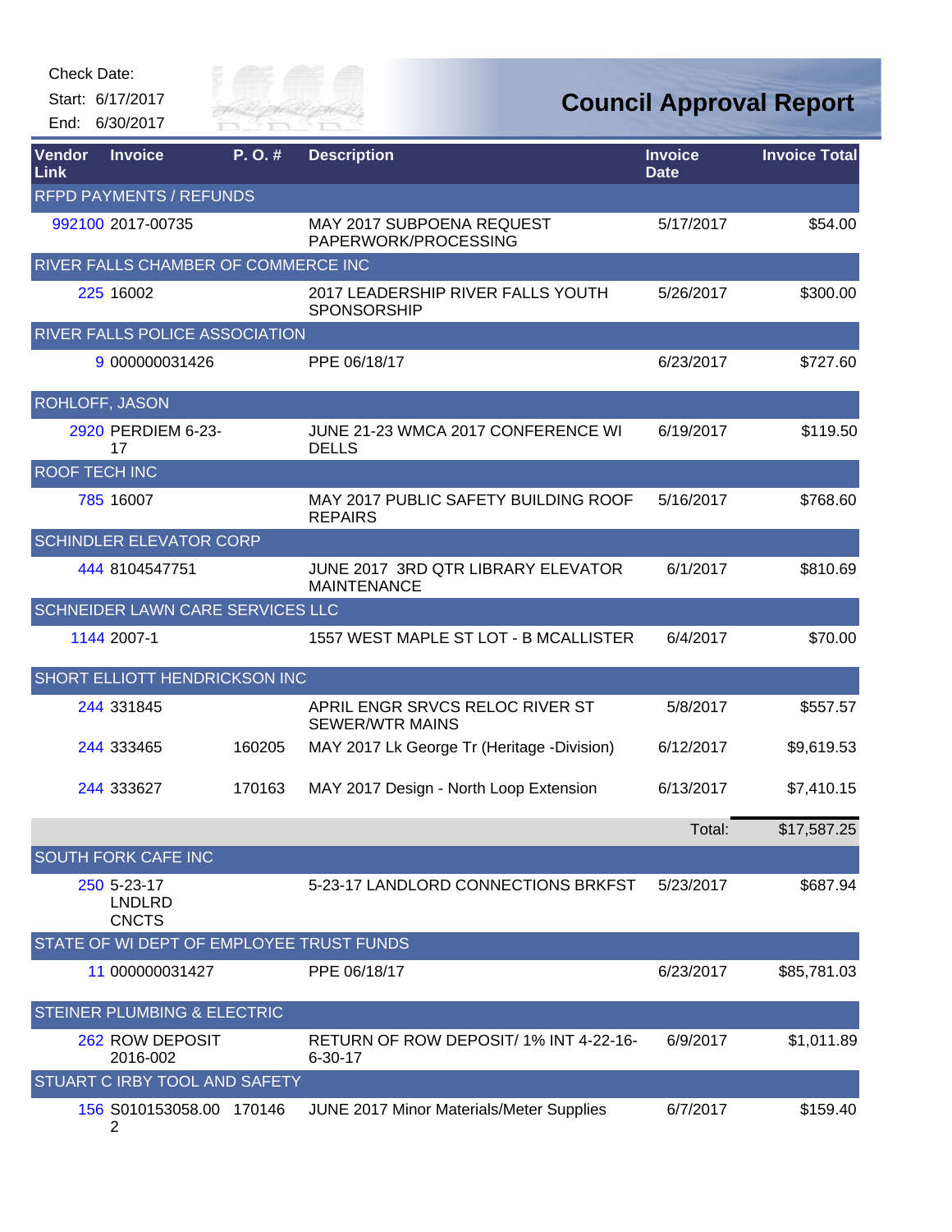Check Date:

Start: 6/17/2017

End: 6/30/2017

# Council Approval Report

| Vendor Link | Invoice | P. O. # | Description | Invoice Date | Invoice Total |
|---|---|---|---|---|---|
| RFPD PAYMENTS / REFUNDS | | | | | |
| 992100 | 2017-00735 | | MAY 2017 SUBPOENA REQUEST PAPERWORK/PROCESSING | 5/17/2017 | $54.00 |
| RIVER FALLS CHAMBER OF COMMERCE INC | | | | | |
| 225 | 16002 | | 2017 LEADERSHIP RIVER FALLS YOUTH SPONSORSHIP | 5/26/2017 | $300.00 |
| RIVER FALLS POLICE ASSOCIATION | | | | | |
| 9 | 000000031426 | | PPE 06/18/17 | 6/23/2017 | $727.60 |
| ROHLOFF, JASON | | | | | |
| 2920 | PERDIEM 6-23-17 | | JUNE 21-23 WMCA 2017 CONFERENCE WI DELLS | 6/19/2017 | $119.50 |
| ROOF TECH INC | | | | | |
| 785 | 16007 | | MAY 2017 PUBLIC SAFETY BUILDING ROOF REPAIRS | 5/16/2017 | $768.60 |
| SCHINDLER ELEVATOR CORP | | | | | |
| 444 | 8104547751 | | JUNE 2017 3RD QTR LIBRARY ELEVATOR MAINTENANCE | 6/1/2017 | $810.69 |
| SCHNEIDER LAWN CARE SERVICES LLC | | | | | |
| 1144 | 2007-1 | | 1557 WEST MAPLE ST LOT - B MCALLISTER | 6/4/2017 | $70.00 |
| SHORT ELLIOTT HENDRICKSON INC | | | | | |
| 244 | 331845 | | APRIL ENGR SRVCS RELOC RIVER ST SEWER/WTR MAINS | 5/8/2017 | $557.57 |
| 244 | 333465 | 160205 | MAY 2017 Lk George Tr (Heritage -Division) | 6/12/2017 | $9,619.53 |
| 244 | 333627 | 170163 | MAY 2017 Design - North Loop Extension | 6/13/2017 | $7,410.15 |
| | | | | Total: | $17,587.25 |
| SOUTH FORK CAFE INC | | | | | |
| 250 | 5-23-17 LNDLRD CNCTS | | 5-23-17 LANDLORD CONNECTIONS BRKFST | 5/23/2017 | $687.94 |
| STATE OF WI DEPT OF EMPLOYEE TRUST FUNDS | | | | | |
| 11 | 000000031427 | | PPE 06/18/17 | 6/23/2017 | $85,781.03 |
| STEINER PLUMBING & ELECTRIC | | | | | |
| 262 | ROW DEPOSIT 2016-002 | | RETURN OF ROW DEPOSIT/ 1% INT 4-22-16-6-30-17 | 6/9/2017 | $1,011.89 |
| STUART C IRBY TOOL AND SAFETY | | | | | |
| 156 | S010153058.002 | 170146 | JUNE 2017 Minor Materials/Meter Supplies | 6/7/2017 | $159.40 |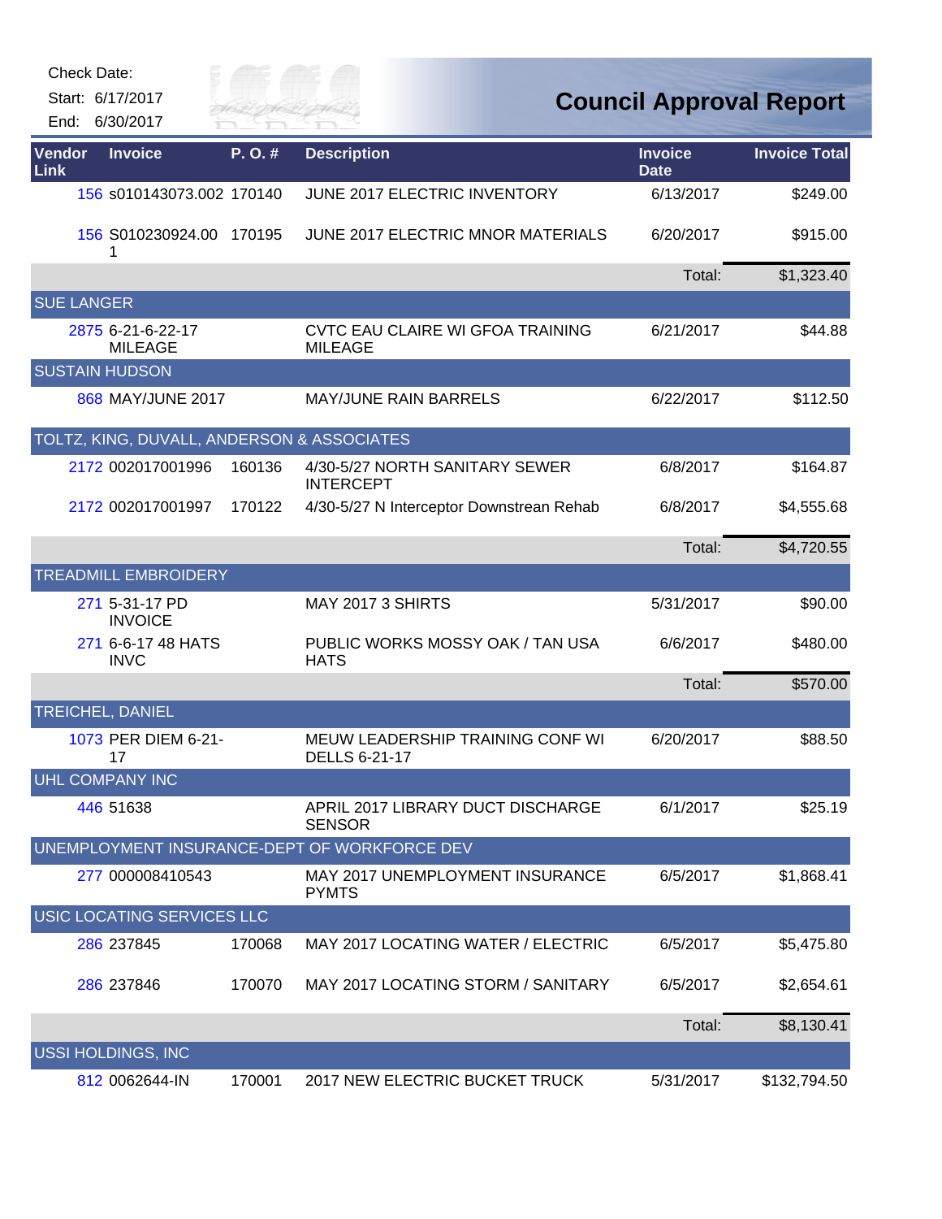Check Date:

Start: 6/17/2017

End: 6/30/2017

# Council Approval Report

| Vendor Link | Invoice | P. O. # | Description | Invoice Date | Invoice Total |
|---|---|---|---|---|---|
| 156 | s010143073.002 | 170140 | JUNE 2017 ELECTRIC INVENTORY | 6/13/2017 | $249.00 |
| 156 | S010230924.001 | 170195 | JUNE 2017 ELECTRIC MNOR MATERIALS | 6/20/2017 | $915.00 |
| | | | | Total: | $1,323.40 |
| SUE LANGER | | | | | |
| 2875 | 6-21-6-22-17 MILEAGE | | CVTC EAU CLAIRE WI GFOA TRAINING MILEAGE | 6/21/2017 | $44.88 |
| SUSTAIN HUDSON | | | | | |
| 868 | MAY/JUNE 2017 | | MAY/JUNE RAIN BARRELS | 6/22/2017 | $112.50 |
| TOLTZ, KING, DUVALL, ANDERSON & ASSOCIATES | | | | | |
| 2172 | 002017001996 | 160136 | 4/30-5/27 NORTH SANITARY SEWER INTERCEPT | 6/8/2017 | $164.87 |
| 2172 | 002017001997 | 170122 | 4/30-5/27 N Interceptor Downstrean Rehab | 6/8/2017 | $4,555.68 |
| | | | | Total: | $4,720.55 |
| TREADMILL EMBROIDERY | | | | | |
| 271 | 5-31-17 PD INVOICE | | MAY 2017 3 SHIRTS | 5/31/2017 | $90.00 |
| 271 | 6-6-17 48 HATS INVC | | PUBLIC WORKS MOSSY OAK / TAN USA HATS | 6/6/2017 | $480.00 |
| | | | | Total: | $570.00 |
| TREICHEL, DANIEL | | | | | |
| 1073 | PER DIEM 6-21-17 | | MEUW LEADERSHIP TRAINING CONF WI DELLS 6-21-17 | 6/20/2017 | $88.50 |
| UHL COMPANY INC | | | | | |
| 446 | 51638 | | APRIL 2017 LIBRARY DUCT DISCHARGE SENSOR | 6/1/2017 | $25.19 |
| UNEMPLOYMENT INSURANCE-DEPT OF WORKFORCE DEV | | | | | |
| 277 | 000008410543 | | MAY 2017 UNEMPLOYMENT INSURANCE PYMTS | 6/5/2017 | $1,868.41 |
| USIC LOCATING SERVICES LLC | | | | | |
| 286 | 237845 | 170068 | MAY 2017 LOCATING WATER / ELECTRIC | 6/5/2017 | $5,475.80 |
| 286 | 237846 | 170070 | MAY 2017 LOCATING STORM / SANITARY | 6/5/2017 | $2,654.61 |
| | | | | Total: | $8,130.41 |
| USSI HOLDINGS, INC | | | | | |
| 812 | 0062644-IN | 170001 | 2017 NEW ELECTRIC BUCKET TRUCK | 5/31/2017 | $132,794.50 |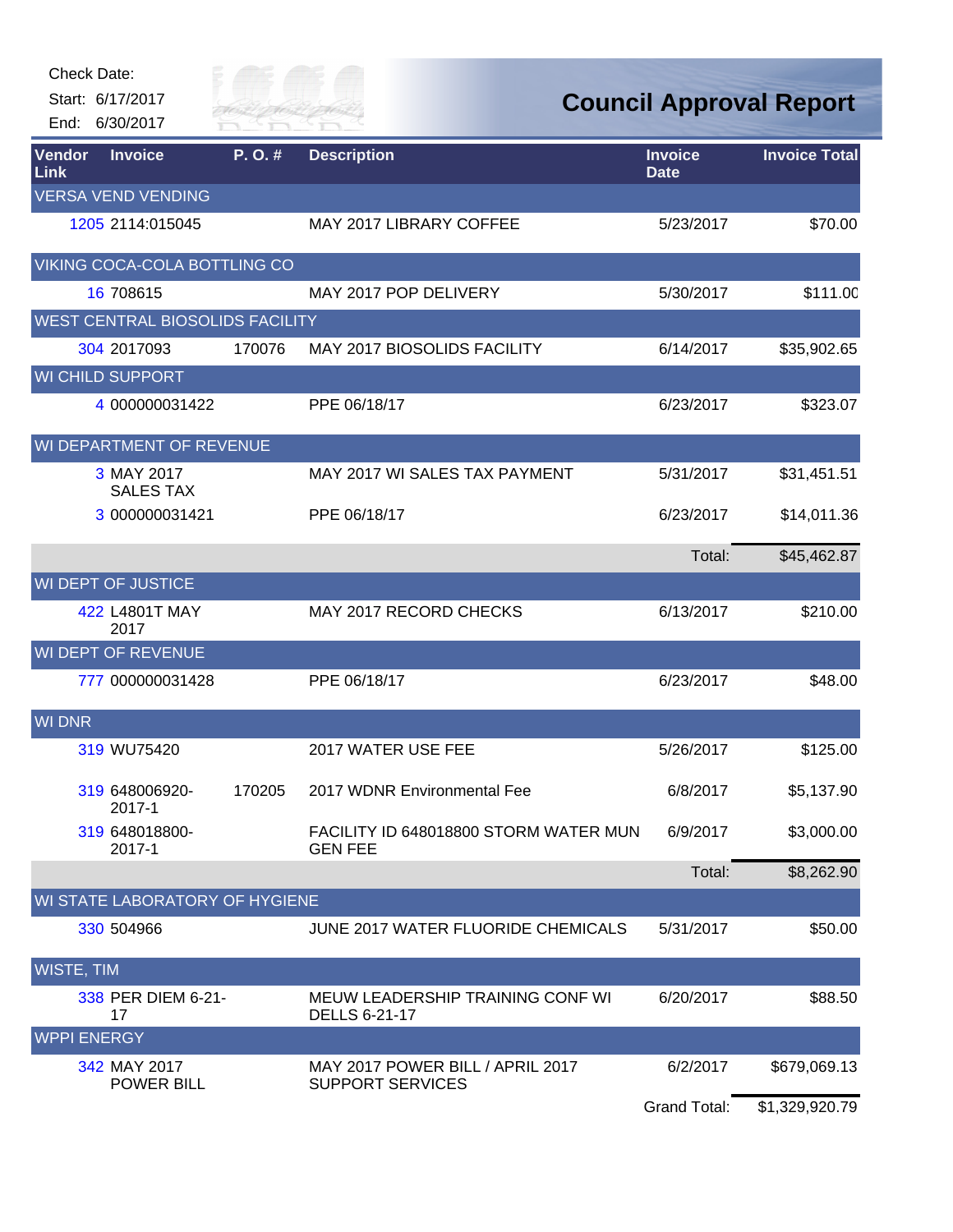Check Date:

Start: 6/17/2017

End: 6/30/2017

# Council Approval Report

| Vendor Link | Invoice | P. O. # | Description | Invoice Date | Invoice Total |
|---|---|---|---|---|---|
| VERSA VEND VENDING | | | | | |
| 1205 | 2114:015045 | | MAY 2017 LIBRARY COFFEE | 5/23/2017 | $70.00 |
| VIKING COCA-COLA BOTTLING CO | | | | | |
| 16 | 708615 | | MAY 2017 POP DELIVERY | 5/30/2017 | $111.00 |
| WEST CENTRAL BIOSOLIDS FACILITY | | | | | |
| 304 | 2017093 | 170076 | MAY 2017 BIOSOLIDS FACILITY | 6/14/2017 | $35,902.65 |
| WI CHILD SUPPORT | | | | | |
| 4 | 000000031422 | | PPE 06/18/17 | 6/23/2017 | $323.07 |
| WI DEPARTMENT OF REVENUE | | | | | |
| 3 | MAY 2017 SALES TAX | | MAY 2017 WI SALES TAX PAYMENT | 5/31/2017 | $31,451.51 |
| 3 | 000000031421 | | PPE 06/18/17 | 6/23/2017 | $14,011.36 |
| | | | | Total: | $45,462.87 |
| WI DEPT OF JUSTICE | | | | | |
| 422 | L4801T MAY 2017 | | MAY 2017 RECORD CHECKS | 6/13/2017 | $210.00 |
| WI DEPT OF REVENUE | | | | | |
| 777 | 000000031428 | | PPE 06/18/17 | 6/23/2017 | $48.00 |
| WI DNR | | | | | |
| 319 | WU75420 | | 2017 WATER USE FEE | 5/26/2017 | $125.00 |
| 319 | 648006920-2017-1 | 170205 | 2017 WDNR Environmental Fee | 6/8/2017 | $5,137.90 |
| 319 | 648018800-2017-1 | | FACILITY ID 648018800 STORM WATER MUN GEN FEE | 6/9/2017 | $3,000.00 |
| | | | | Total: | $8,262.90 |
| WI STATE LABORATORY OF HYGIENE | | | | | |
| 330 | 504966 | | JUNE 2017 WATER FLUORIDE CHEMICALS | 5/31/2017 | $50.00 |
| WISTE, TIM | | | | | |
| 338 | PER DIEM 6-21-17 | | MEUW LEADERSHIP TRAINING CONF WI DELLS 6-21-17 | 6/20/2017 | $88.50 |
| WPPI ENERGY | | | | | |
| 342 | MAY 2017 POWER BILL | | MAY 2017 POWER BILL / APRIL 2017 SUPPORT SERVICES | 6/2/2017 | $679,069.13 |
| | | | | Grand Total: | $1,329,920.79 |